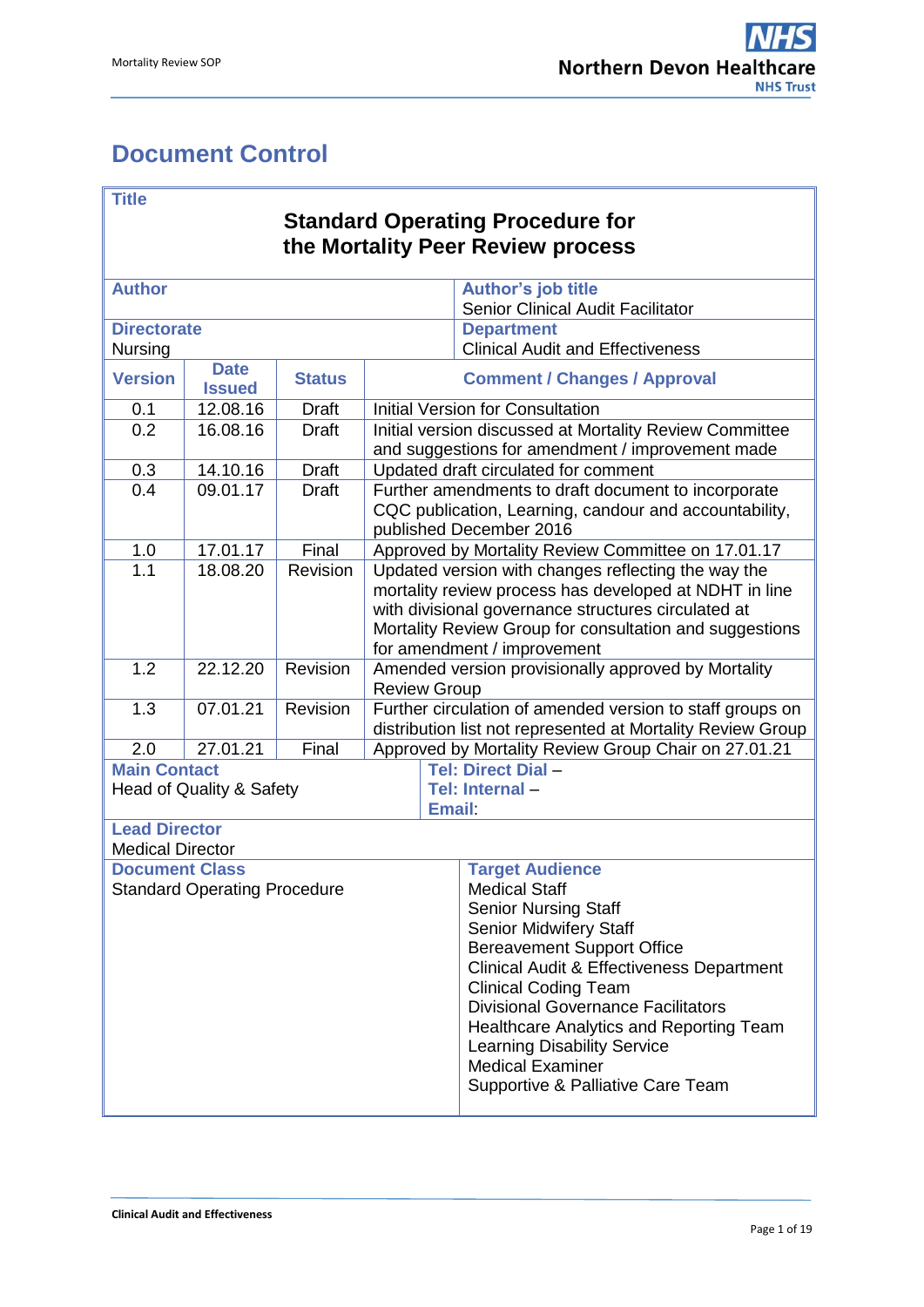# Document Control

| **Title** | | | |
|---|---|---|---|
| **Standard Operating Procedure for the Mortality Peer Review process** | | | |
| **Author** | | **Author's job title** Senior Clinical Audit Facilitator | |
| **Directorate** Nursing | | **Department** Clinical Audit and Effectiveness | |
| **Version** | **Date Issued** | **Status** | **Comment / Changes / Approval** |
| 0.1 | 12.08.16 | Draft | Initial Version for Consultation |
| 0.2 | 16.08.16 | Draft | Initial version discussed at Mortality Review Committee and suggestions for amendment / improvement made |
| 0.3 | 14.10.16 | Draft | Updated draft circulated for comment |
| 0.4 | 09.01.17 | Draft | Further amendments to draft document to incorporate CQC publication, Learning, candour and accountability, published December 2016 |
| 1.0 | 17.01.17 | Final | Approved by Mortality Review Committee on 17.01.17 |
| 1.1 | 18.08.20 | Revision | Updated version with changes reflecting the way the mortality review process has developed at NDHT in line with divisional governance structures circulated at Mortality Review Group for consultation and suggestions for amendment / improvement |
| 1.2 | 22.12.20 | Revision | Amended version provisionally approved by Mortality Review Group |
| 1.3 | 07.01.21 | Revision | Further circulation of amended version to staff groups on distribution list not represented at Mortality Review Group |
| 2.0 | 27.01.21 | Final | Approved by Mortality Review Group Chair on 27.01.21 |
| **Main Contact** Head of Quality & Safety | | **Tel: Direct Dial** – **Tel: Internal** – **Email**: | |
| **Lead Director** Medical Director | | | |
| **Document Class** Standard Operating Procedure | | **Target Audience** Medical Staff, Senior Nursing Staff, Senior Midwifery Staff, Bereavement Support Office, Clinical Audit & Effectiveness Department, Clinical Coding Team, Divisional Governance Facilitators, Healthcare Analytics and Reporting Team, Learning Disability Service, Medical Examiner, Supportive & Palliative Care Team | |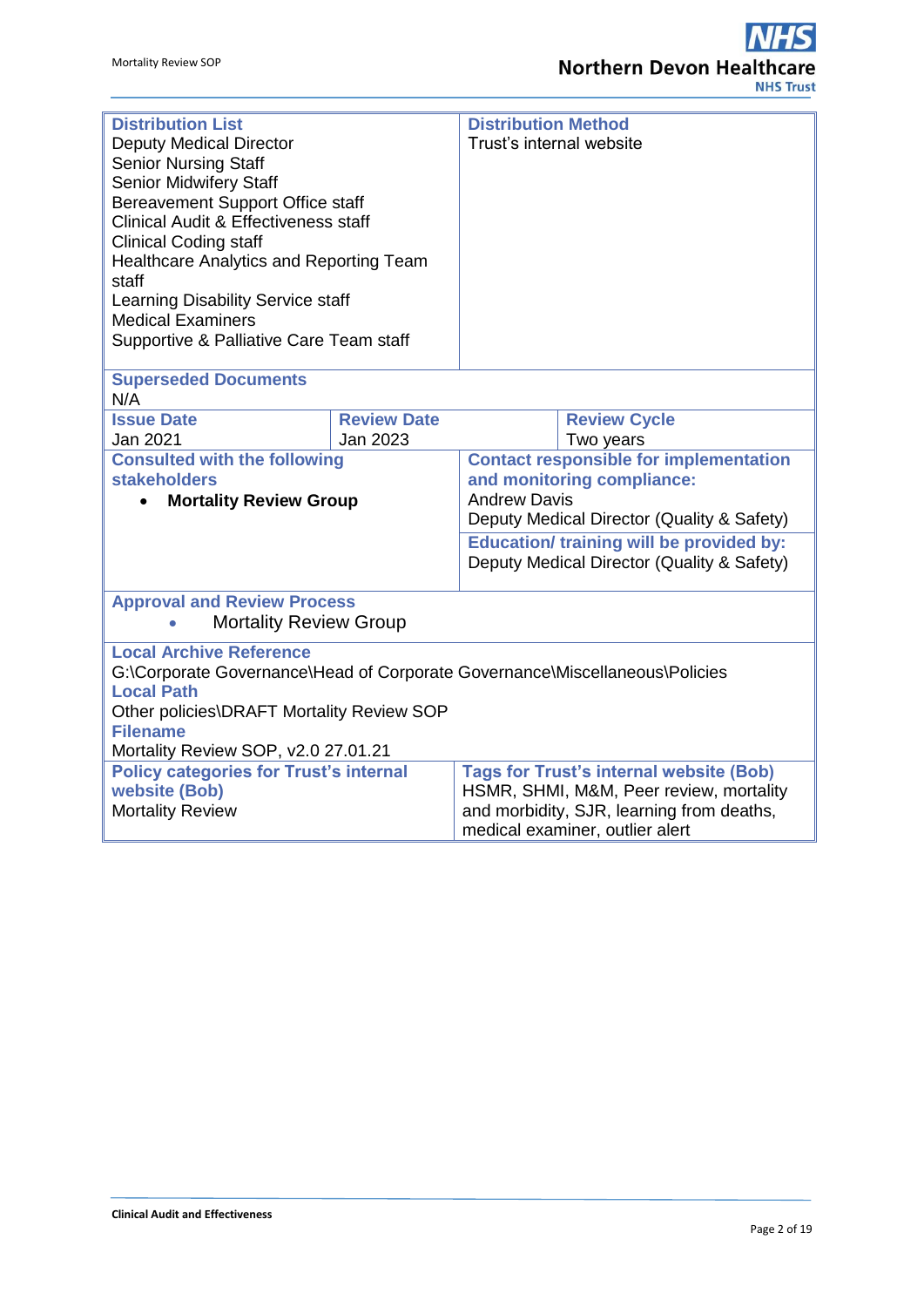| **Distribution List** | **Distribution Method** |
|---|---|
| Deputy Medical Director<br>Senior Nursing Staff<br>Senior Midwifery Staff<br>Bereavement Support Office staff<br>Clinical Audit & Effectiveness staff<br>Clinical Coding staff<br>Healthcare Analytics and Reporting Team staff<br>Learning Disability Service staff<br>Medical Examiners<br>Supportive & Palliative Care Team staff | Trust's internal website |

| **Superseded Documents** | | |
|---|---|---|
| N/A | | |
| **Issue Date** | **Review Date** | **Review Cycle** |
| Jan 2021 | Jan 2023 | Two years |

| **Consulted with the following stakeholders** | **Contact responsible for implementation and monitoring compliance:** |
|---|---|
| • **Mortality Review Group** | Andrew Davis<br>Deputy Medical Director (Quality & Safety) |
| | **Education/ training will be provided by:**<br>Deputy Medical Director (Quality & Safety) |

| **Approval and Review Process** |
|---|
| • Mortality Review Group |

| **Local Archive Reference** |
|---|
| G:\Corporate Governance\Head of Corporate Governance\Miscellaneous\Policies |
| **Local Path** |
| Other policies\DRAFT Mortality Review SOP |
| **Filename** |
| Mortality Review SOP, v2.0 27.01.21 |

| **Policy categories for Trust's internal website (Bob)** | **Tags for Trust's internal website (Bob)** |
|---|---|
| Mortality Review | HSMR, SHMI, M&M, Peer review, mortality and morbidity, SJR, learning from deaths, medical examiner, outlier alert |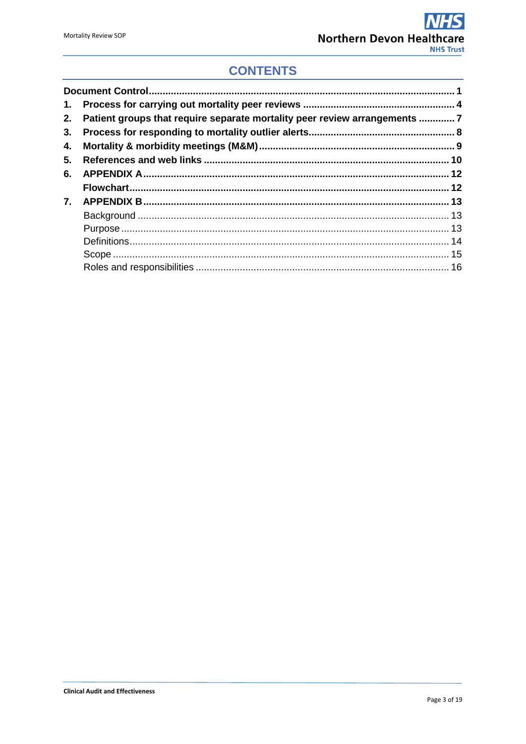# CONTENTS

| | | |
|---|---|---|
| **Document Control** | | **1** |
| **1.** | **Process for carrying out mortality peer reviews** | **4** |
| **2.** | **Patient groups that require separate mortality peer review arrangements** | **7** |
| **3.** | **Process for responding to mortality outlier alerts** | **8** |
| **4.** | **Mortality & morbidity meetings (M&M)** | **9** |
| **5.** | **References and web links** | **10** |
| **6.** | **APPENDIX A** | **12** |
| | **Flowchart** | **12** |
| **7.** | **APPENDIX B** | **13** |
| | Background | 13 |
| | Purpose | 13 |
| | Definitions | 14 |
| | Scope | 15 |
| | Roles and responsibilities | 16 |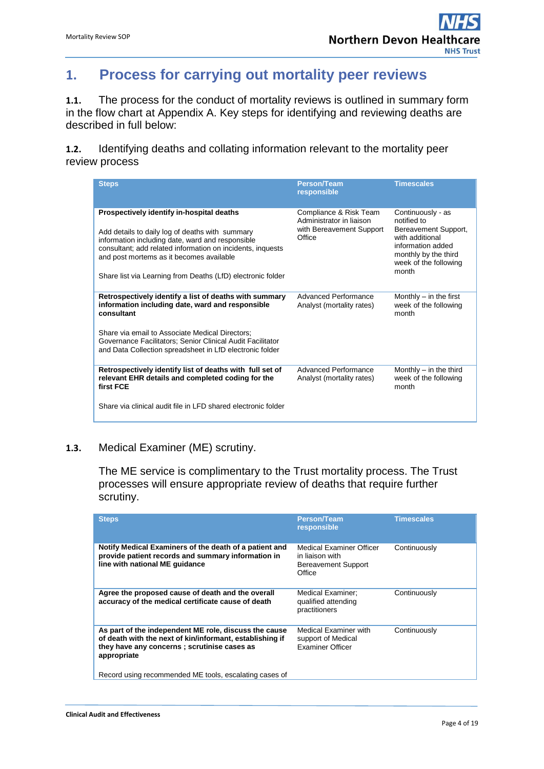# 1. Process for carrying out mortality peer reviews

**1.1.** The process for the conduct of mortality reviews is outlined in summary form in the flow chart at Appendix A. Key steps for identifying and reviewing deaths are described in full below:

**1.2.** Identifying deaths and collating information relevant to the mortality peer review process

| Steps | Person/Team responsible | Timescales |
|---|---|---|
| **Prospectively identify in-hospital deaths**<br><br>Add details to daily log of deaths with summary information including date, ward and responsible consultant; add related information on incidents, inquests and post mortems as it becomes available<br><br>Share list via Learning from Deaths (LfD) electronic folder | Compliance & Risk Team Administrator in liaison with Bereavement Support Office | Continuously - as notified to Bereavement Support, with additional information added monthly by the third week of the following month |
| **Retrospectively identify a list of deaths with summary information including date, ward and responsible consultant**<br><br>Share via email to Associate Medical Directors; Governance Facilitators; Senior Clinical Audit Facilitator and Data Collection spreadsheet in LfD electronic folder | Advanced Performance Analyst (mortality rates) | Monthly – in the first week of the following month |
| **Retrospectively identify list of deaths with full set of relevant EHR details and completed coding for the first FCE**<br><br>Share via clinical audit file in LFD shared electronic folder | Advanced Performance Analyst (mortality rates) | Monthly – in the third week of the following month |

**1.3.** Medical Examiner (ME) scrutiny.

The ME service is complimentary to the Trust mortality process. The Trust processes will ensure appropriate review of deaths that require further scrutiny.

| Steps | Person/Team responsible | Timescales |
|---|---|---|
| **Notify Medical Examiners of the death of a patient and provide patient records and summary information in line with national ME guidance** | Medical Examiner Officer in liaison with Bereavement Support Office | Continuously |
| **Agree the proposed cause of death and the overall accuracy of the medical certificate cause of death** | Medical Examiner; qualified attending practitioners | Continuously |
| **As part of the independent ME role, discuss the cause of death with the next of kin/informant, establishing if they have any concerns ; scrutinise cases as appropriate**<br><br>Record using recommended ME tools, escalating cases of | Medical Examiner with support of Medical Examiner Officer | Continuously |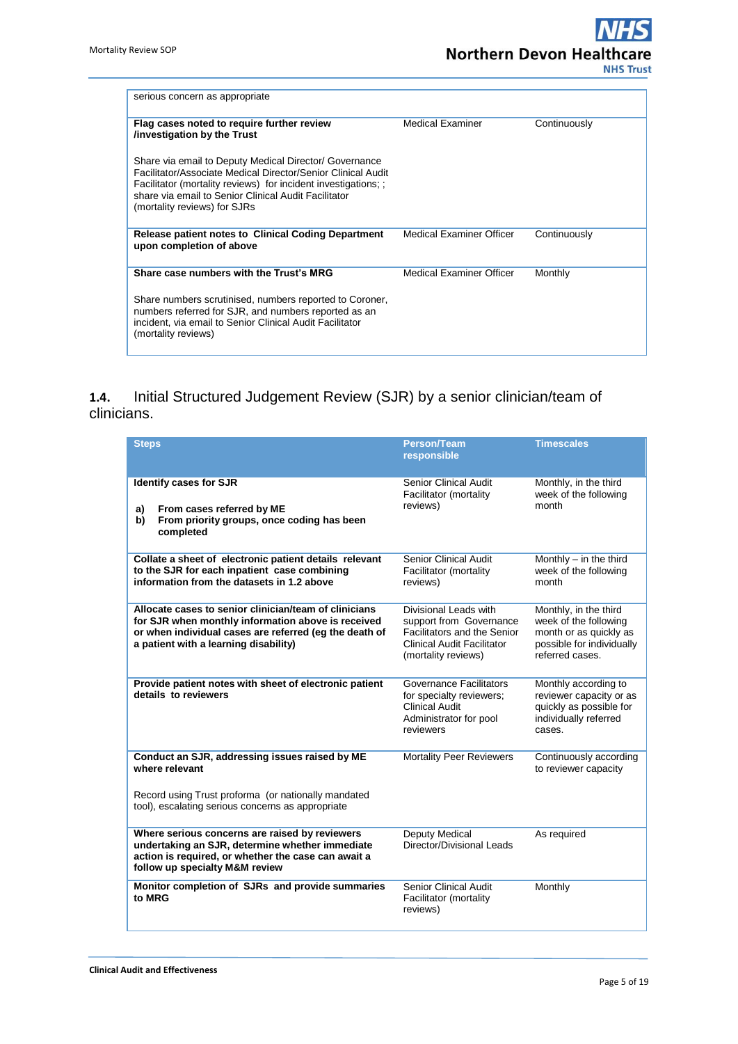| | | |
|---|---|---|
| serious concern as appropriate | | |
| **Flag cases noted to require further review /investigation by the Trust**<br><br>Share via email to Deputy Medical Director/ Governance Facilitator/Associate Medical Director/Senior Clinical Audit Facilitator (mortality reviews) for incident investigations; ; share via email to Senior Clinical Audit Facilitator (mortality reviews) for SJRs | Medical Examiner | Continuously |
| **Release patient notes to Clinical Coding Department upon completion of above** | Medical Examiner Officer | Continuously |
| **Share case numbers with the Trust's MRG**<br><br>Share numbers scrutinised, numbers reported to Coroner, numbers referred for SJR, and numbers reported as an incident, via email to Senior Clinical Audit Facilitator (mortality reviews) | Medical Examiner Officer | Monthly |

## 1.4. Initial Structured Judgement Review (SJR) by a senior clinician/team of clinicians.

| Steps | Person/Team responsible | Timescales |
|---|---|---|
| **Identify cases for SJR**<br><br>**a) From cases referred by ME**<br>**b) From priority groups, once coding has been completed** | Senior Clinical Audit Facilitator (mortality reviews) | Monthly, in the third week of the following month |
| **Collate a sheet of electronic patient details relevant to the SJR for each inpatient case combining information from the datasets in 1.2 above** | Senior Clinical Audit Facilitator (mortality reviews) | Monthly – in the third week of the following month |
| **Allocate cases to senior clinician/team of clinicians for SJR when monthly information above is received or when individual cases are referred (eg the death of a patient with a learning disability)** | Divisional Leads with support from Governance Facilitators and the Senior Clinical Audit Facilitator (mortality reviews) | Monthly, in the third week of the following month or as quickly as possible for individually referred cases. |
| **Provide patient notes with sheet of electronic patient details to reviewers** | Governance Facilitators for specialty reviewers; Clinical Audit Administrator for pool reviewers | Monthly according to reviewer capacity or as quickly as possible for individually referred cases. |
| **Conduct an SJR, addressing issues raised by ME where relevant**<br><br>Record using Trust proforma (or nationally mandated tool), escalating serious concerns as appropriate | Mortality Peer Reviewers | Continuously according to reviewer capacity |
| **Where serious concerns are raised by reviewers undertaking an SJR, determine whether immediate action is required, or whether the case can await a follow up specialty M&M review** | Deputy Medical Director/Divisional Leads | As required |
| **Monitor completion of SJRs and provide summaries to MRG** | Senior Clinical Audit Facilitator (mortality reviews) | Monthly |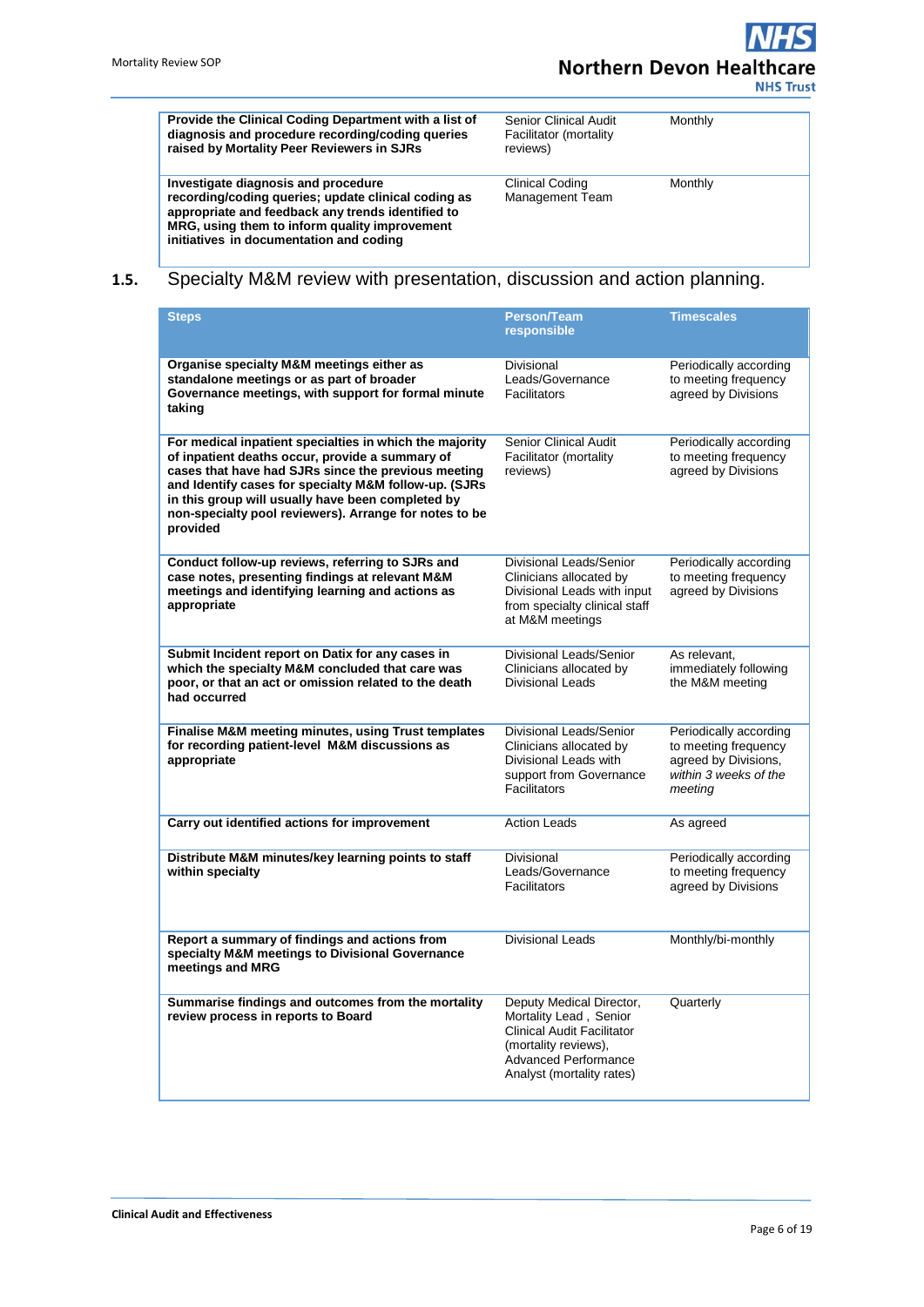| | | |
|---|---|---|
| **Provide the Clinical Coding Department with a list of diagnosis and procedure recording/coding queries raised by Mortality Peer Reviewers in SJRs** | Senior Clinical Audit Facilitator (mortality reviews) | Monthly |
| **Investigate diagnosis and procedure recording/coding queries; update clinical coding as appropriate and feedback any trends identified to MRG, using them to inform quality improvement initiatives in documentation and coding** | Clinical Coding Management Team | Monthly |

## 1.5. Specialty M&M review with presentation, discussion and action planning.

| Steps | Person/Team responsible | Timescales |
|---|---|---|
| **Organise specialty M&M meetings either as standalone meetings or as part of broader Governance meetings, with support for formal minute taking** | Divisional Leads/Governance Facilitators | Periodically according to meeting frequency agreed by Divisions |
| **For medical inpatient specialties in which the majority of inpatient deaths occur, provide a summary of cases that have had SJRs since the previous meeting and Identify cases for specialty M&M follow-up. (SJRs in this group will usually have been completed by non-specialty pool reviewers). Arrange for notes to be provided** | Senior Clinical Audit Facilitator (mortality reviews) | Periodically according to meeting frequency agreed by Divisions |
| **Conduct follow-up reviews, referring to SJRs and case notes, presenting findings at relevant M&M meetings and identifying learning and actions as appropriate** | Divisional Leads/Senior Clinicians allocated by Divisional Leads with input from specialty clinical staff at M&M meetings | Periodically according to meeting frequency agreed by Divisions |
| **Submit Incident report on Datix for any cases in which the specialty M&M concluded that care was poor, or that an act or omission related to the death had occurred** | Divisional Leads/Senior Clinicians allocated by Divisional Leads | As relevant, immediately following the M&M meeting |
| **Finalise M&M meeting minutes, using Trust templates for recording patient-level M&M discussions as appropriate** | Divisional Leads/Senior Clinicians allocated by Divisional Leads with support from Governance Facilitators | Periodically according to meeting frequency agreed by Divisions, *within 3 weeks of the meeting* |
| **Carry out identified actions for improvement** | Action Leads | As agreed |
| **Distribute M&M minutes/key learning points to staff within specialty** | Divisional Leads/Governance Facilitators | Periodically according to meeting frequency agreed by Divisions |
| **Report a summary of findings and actions from specialty M&M meetings to Divisional Governance meetings and MRG** | Divisional Leads | Monthly/bi-monthly |
| **Summarise findings and outcomes from the mortality review process in reports to Board** | Deputy Medical Director, Mortality Lead , Senior Clinical Audit Facilitator (mortality reviews), Advanced Performance Analyst (mortality rates) | Quarterly |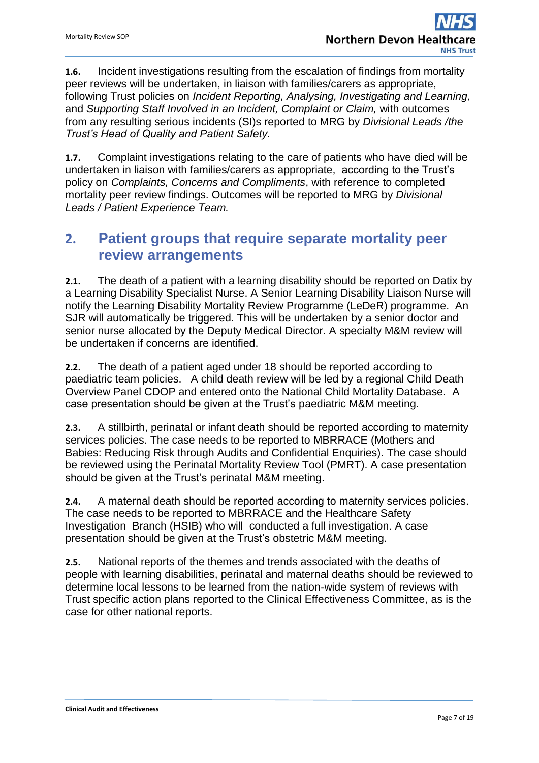**1.6.** Incident investigations resulting from the escalation of findings from mortality peer reviews will be undertaken, in liaison with families/carers as appropriate, following Trust policies on *Incident Reporting, Analysing, Investigating and Learning,* and *Supporting Staff Involved in an Incident, Complaint or Claim,* with outcomes from any resulting serious incidents (SI)s reported to MRG by *Divisional Leads /the Trust's Head of Quality and Patient Safety.*

**1.7.** Complaint investigations relating to the care of patients who have died will be undertaken in liaison with families/carers as appropriate, according to the Trust's policy on *Complaints, Concerns and Compliments*, with reference to completed mortality peer review findings. Outcomes will be reported to MRG by *Divisional Leads / Patient Experience Team.*

## 2. Patient groups that require separate mortality peer review arrangements

**2.1.** The death of a patient with a learning disability should be reported on Datix by a Learning Disability Specialist Nurse. A Senior Learning Disability Liaison Nurse will notify the Learning Disability Mortality Review Programme (LeDeR) programme. An SJR will automatically be triggered. This will be undertaken by a senior doctor and senior nurse allocated by the Deputy Medical Director. A specialty M&M review will be undertaken if concerns are identified.

**2.2.** The death of a patient aged under 18 should be reported according to paediatric team policies. A child death review will be led by a regional Child Death Overview Panel CDOP and entered onto the National Child Mortality Database. A case presentation should be given at the Trust's paediatric M&M meeting.

**2.3.** A stillbirth, perinatal or infant death should be reported according to maternity services policies. The case needs to be reported to MBRRACE (Mothers and Babies: Reducing Risk through Audits and Confidential Enquiries). The case should be reviewed using the Perinatal Mortality Review Tool (PMRT). A case presentation should be given at the Trust's perinatal M&M meeting.

**2.4.** A maternal death should be reported according to maternity services policies. The case needs to be reported to MBRRACE and the Healthcare Safety Investigation Branch (HSIB) who will conducted a full investigation. A case presentation should be given at the Trust's obstetric M&M meeting.

**2.5.** National reports of the themes and trends associated with the deaths of people with learning disabilities, perinatal and maternal deaths should be reviewed to determine local lessons to be learned from the nation-wide system of reviews with Trust specific action plans reported to the Clinical Effectiveness Committee, as is the case for other national reports.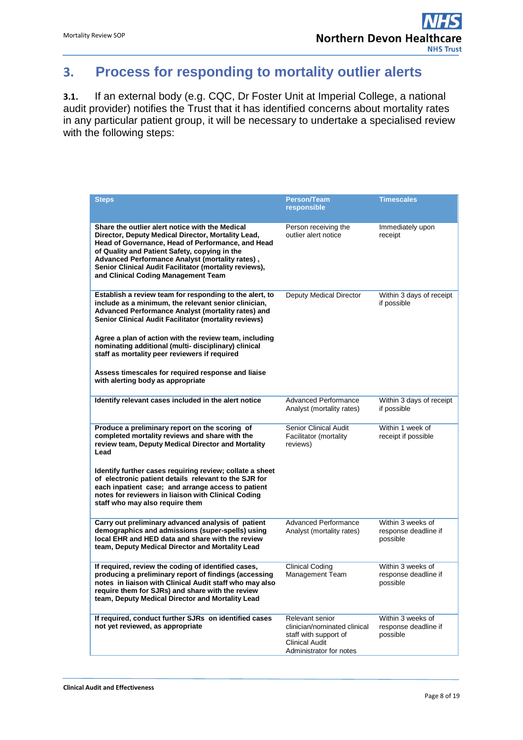# 3. Process for responding to mortality outlier alerts

**3.1.** If an external body (e.g. CQC, Dr Foster Unit at Imperial College, a national audit provider) notifies the Trust that it has identified concerns about mortality rates in any particular patient group, it will be necessary to undertake a specialised review with the following steps:

| Steps | Person/Team responsible | Timescales |
|---|---|---|
| **Share the outlier alert notice with the Medical Director, Deputy Medical Director, Mortality Lead, Head of Governance, Head of Performance, and Head of Quality and Patient Safety, copying in the Advanced Performance Analyst (mortality rates) , Senior Clinical Audit Facilitator (mortality reviews), and Clinical Coding Management Team** | Person receiving the outlier alert notice | Immediately upon receipt |
| **Establish a review team for responding to the alert, to include as a minimum, the relevant senior clinician, Advanced Performance Analyst (mortality rates) and Senior Clinical Audit Facilitator (mortality reviews)**<br><br>**Agree a plan of action with the review team, including nominating additional (multi- disciplinary) clinical staff as mortality peer reviewers if required**<br><br>**Assess timescales for required response and liaise with alerting body as appropriate** | Deputy Medical Director | Within 3 days of receipt if possible |
| **Identify relevant cases included in the alert notice** | Advanced Performance Analyst (mortality rates) | Within 3 days of receipt if possible |
| **Produce a preliminary report on the scoring of completed mortality reviews and share with the review team, Deputy Medical Director and Mortality Lead**<br><br>**Identify further cases requiring review; collate a sheet of electronic patient details relevant to the SJR for each inpatient case; and arrange access to patient notes for reviewers in liaison with Clinical Coding staff who may also require them** | Senior Clinical Audit Facilitator (mortality reviews) | Within 1 week of receipt if possible |
| **Carry out preliminary advanced analysis of patient demographics and admissions (super-spells) using local EHR and HED data and share with the review team, Deputy Medical Director and Mortality Lead** | Advanced Performance Analyst (mortality rates) | Within 3 weeks of response deadline if possible |
| **If required, review the coding of identified cases, producing a preliminary report of findings (accessing notes in liaison with Clinical Audit staff who may also require them for SJRs) and share with the review team, Deputy Medical Director and Mortality Lead** | Clinical Coding Management Team | Within 3 weeks of response deadline if possible |
| **If required, conduct further SJRs on identified cases not yet reviewed, as appropriate** | Relevant senior clinician/nominated clinical staff with support of Clinical Audit Administrator for notes | Within 3 weeks of response deadline if possible |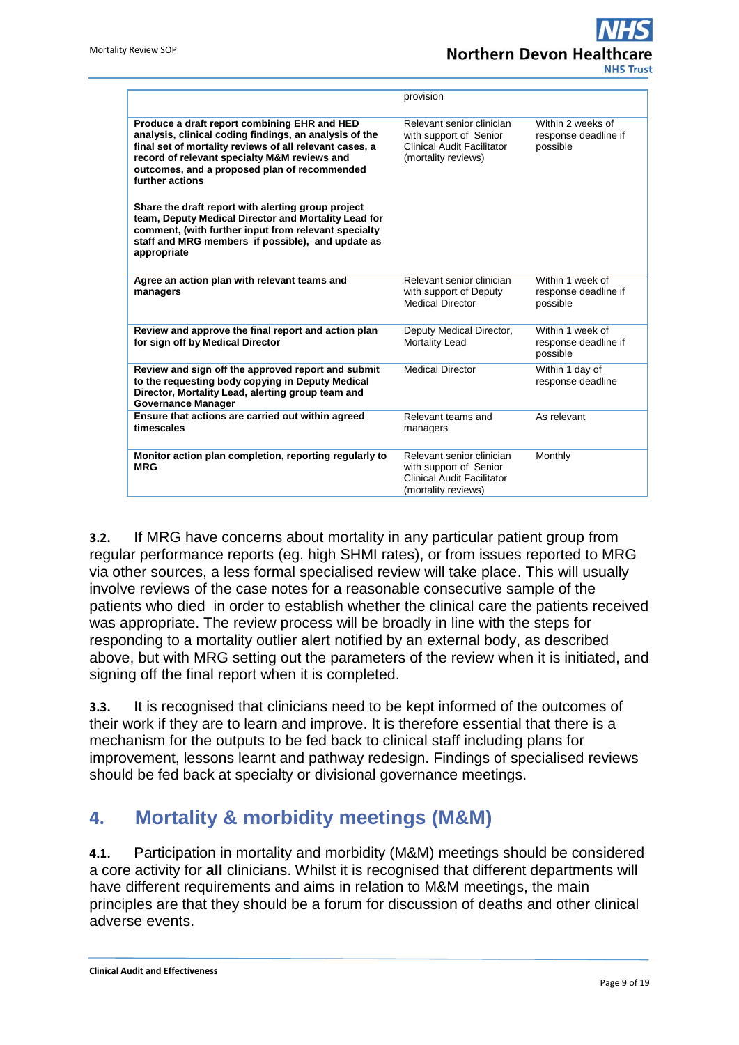| | | |
|---|---|---|
| | provision | |
| **Produce a draft report combining EHR and HED analysis, clinical coding findings, an analysis of the final set of mortality reviews of all relevant cases, a record of relevant specialty M&M reviews and outcomes, and a proposed plan of recommended further actions**<br><br>**Share the draft report with alerting group project team, Deputy Medical Director and Mortality Lead for comment, (with further input from relevant specialty staff and MRG members if possible), and update as appropriate** | Relevant senior clinician with support of Senior Clinical Audit Facilitator (mortality reviews) | Within 2 weeks of response deadline if possible |
| **Agree an action plan with relevant teams and managers** | Relevant senior clinician with support of Deputy Medical Director | Within 1 week of response deadline if possible |
| **Review and approve the final report and action plan for sign off by Medical Director** | Deputy Medical Director, Mortality Lead | Within 1 week of response deadline if possible |
| **Review and sign off the approved report and submit to the requesting body copying in Deputy Medical Director, Mortality Lead, alerting group team and Governance Manager** | Medical Director | Within 1 day of response deadline |
| **Ensure that actions are carried out within agreed timescales** | Relevant teams and managers | As relevant |
| **Monitor action plan completion, reporting regularly to MRG** | Relevant senior clinician with support of Senior Clinical Audit Facilitator (mortality reviews) | Monthly |

**3.2.** If MRG have concerns about mortality in any particular patient group from regular performance reports (eg. high SHMI rates), or from issues reported to MRG via other sources, a less formal specialised review will take place. This will usually involve reviews of the case notes for a reasonable consecutive sample of the patients who died in order to establish whether the clinical care the patients received was appropriate. The review process will be broadly in line with the steps for responding to a mortality outlier alert notified by an external body, as described above, but with MRG setting out the parameters of the review when it is initiated, and signing off the final report when it is completed.

**3.3.** It is recognised that clinicians need to be kept informed of the outcomes of their work if they are to learn and improve. It is therefore essential that there is a mechanism for the outputs to be fed back to clinical staff including plans for improvement, lessons learnt and pathway redesign. Findings of specialised reviews should be fed back at specialty or divisional governance meetings.

## 4. Mortality & morbidity meetings (M&M)

**4.1.** Participation in mortality and morbidity (M&M) meetings should be considered a core activity for **all** clinicians. Whilst it is recognised that different departments will have different requirements and aims in relation to M&M meetings, the main principles are that they should be a forum for discussion of deaths and other clinical adverse events.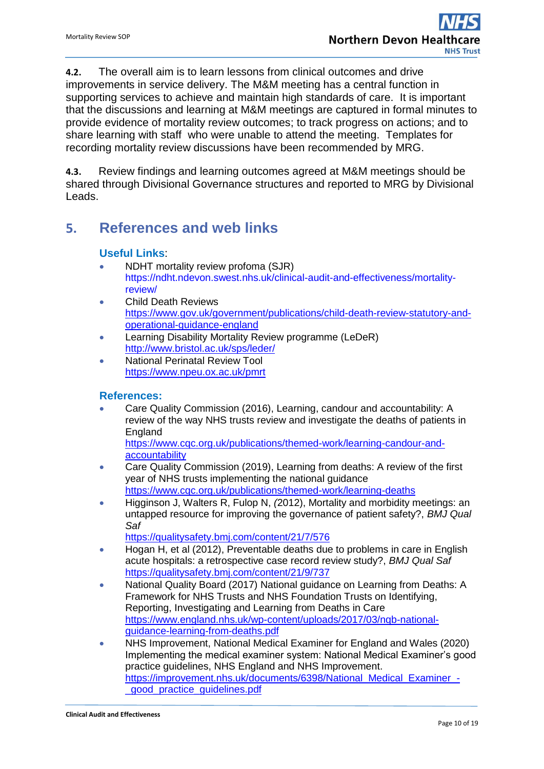**4.2.** The overall aim is to learn lessons from clinical outcomes and drive improvements in service delivery. The M&M meeting has a central function in supporting services to achieve and maintain high standards of care. It is important that the discussions and learning at M&M meetings are captured in formal minutes to provide evidence of mortality review outcomes; to track progress on actions; and to share learning with staff who were unable to attend the meeting. Templates for recording mortality review discussions have been recommended by MRG.

**4.3.** Review findings and learning outcomes agreed at M&M meetings should be shared through Divisional Governance structures and reported to MRG by Divisional Leads.

## 5. References and web links

### Useful Links:

- NDHT mortality review profoma (SJR) https://ndht.ndevon.swest.nhs.uk/clinical-audit-and-effectiveness/mortality-review/
- Child Death Reviews https://www.gov.uk/government/publications/child-death-review-statutory-and-operational-guidance-england
- Learning Disability Mortality Review programme (LeDeR) http://www.bristol.ac.uk/sps/leder/
- National Perinatal Review Tool https://www.npeu.ox.ac.uk/pmrt

### References:

- Care Quality Commission (2016), Learning, candour and accountability: A review of the way NHS trusts review and investigate the deaths of patients in England https://www.cqc.org.uk/publications/themed-work/learning-candour-and-accountability
- Care Quality Commission (2019), Learning from deaths: A review of the first year of NHS trusts implementing the national guidance https://www.cqc.org.uk/publications/themed-work/learning-deaths
- Higginson J, Walters R, Fulop N, *(*2012), Mortality and morbidity meetings: an untapped resource for improving the governance of patient safety?, *BMJ Qual Saf* https://qualitysafety.bmj.com/content/21/7/576
- Hogan H, et al (2012), Preventable deaths due to problems in care in English acute hospitals: a retrospective case record review study?, *BMJ Qual Saf* https://qualitysafety.bmj.com/content/21/9/737
- National Quality Board (2017) National guidance on Learning from Deaths: A Framework for NHS Trusts and NHS Foundation Trusts on Identifying, Reporting, Investigating and Learning from Deaths in Care https://www.england.nhs.uk/wp-content/uploads/2017/03/nqb-national-guidance-learning-from-deaths.pdf
- NHS Improvement, National Medical Examiner for England and Wales (2020) Implementing the medical examiner system: National Medical Examiner's good practice guidelines, NHS England and NHS Improvement. https://improvement.nhs.uk/documents/6398/National_Medical_Examiner_-_good_practice_guidelines.pdf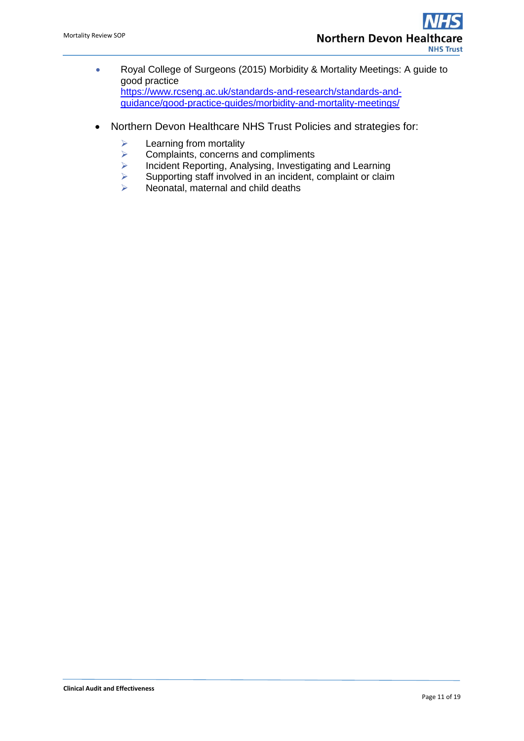- Royal College of Surgeons (2015) Morbidity & Mortality Meetings: A guide to good practice https://www.rcseng.ac.uk/standards-and-research/standards-and-guidance/good-practice-guides/morbidity-and-mortality-meetings/

- Northern Devon Healthcare NHS Trust Policies and strategies for:
  - Learning from mortality
  - Complaints, concerns and compliments
  - Incident Reporting, Analysing, Investigating and Learning
  - Supporting staff involved in an incident, complaint or claim
  - Neonatal, maternal and child deaths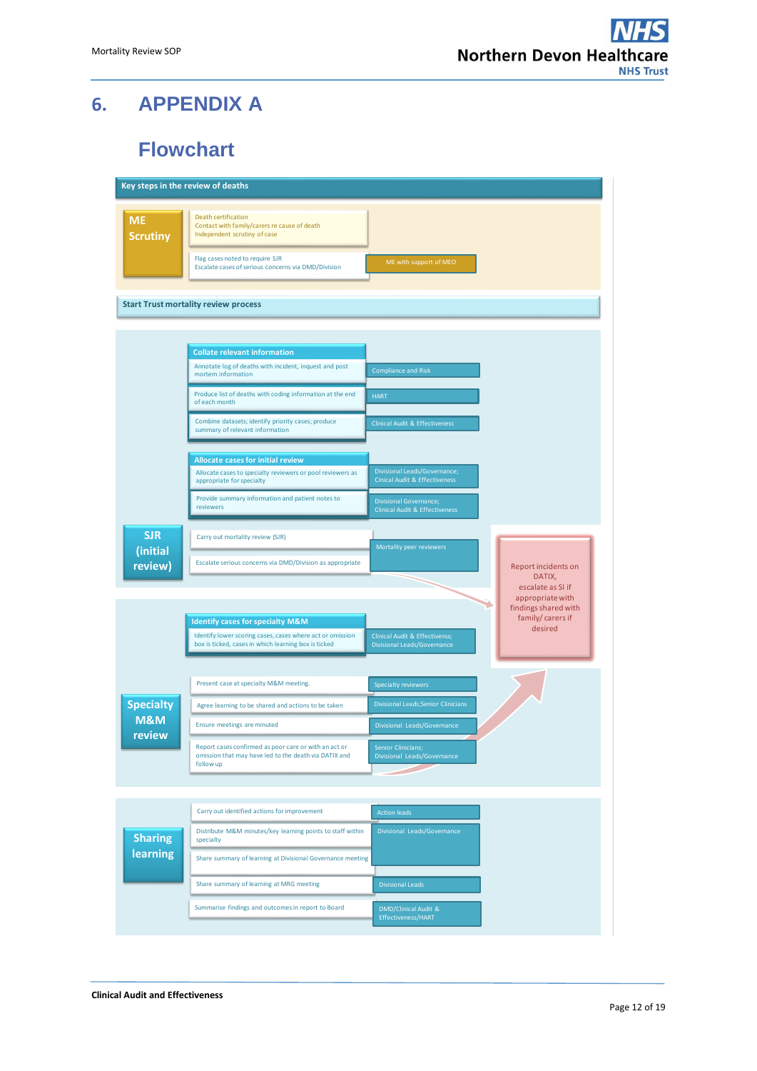# 6. APPENDIX A

## Flowchart

**Key steps in the review of deaths**

**ME Scrutiny**

| Step | Responsibility |
|---|---|
| Death certification<br>Contact with family/carers re cause of death<br>Independent scrutiny of case | |
| Flag cases noted to require SJR<br>Escalate cases of serious concerns via DMD/Division | ME with support of MEO |

**Start Trust mortality review process**

**Collate relevant information**

| Step | Responsibility |
|---|---|
| Annotate log of deaths with incident, inquest and post mortem information | Compliance and Risk |
| Produce list of deaths with coding information at the end of each month | HART |
| Combine datasets; identify priority cases; produce summary of relevant information | Clinical Audit & Effectiveness |

**Allocate cases for initial review**

| Step | Responsibility |
|---|---|
| Allocate cases to specialty reviewers or pool reviewers as appropriate for specialty | Divisional Leads/Governance; Clinical Audit & Effectiveness |
| Provide summary information and patient notes to reviewers | Divisional Governance; Clinical Audit & Effectiveness |

**SJR (initial review)**

| Step | Responsibility |
|---|---|
| Carry out mortality review (SJR) | Mortality peer reviewers |
| Escalate serious concerns via DMD/Division as appropriate | |

Report incidents on DATIX, escalate as SI if appropriate with findings shared with family/ carers if desired

**Identify cases for specialty M&M**

| Step | Responsibility |
|---|---|
| Identify lower scoring cases, cases where act or omission box is ticked, cases in which learning box is ticked | Clinical Audit & Effectivenss; Divisional Leads/Governance |

**Specialty M&M review**

| Step | Responsibility |
|---|---|
| Present case at specialty M&M meeting. | Specialty reviewers |
| Agree learning to be shared and actions to be taken | Divisional Leads;Senior Clinicians |
| Ensure meetings are minuted | Divisional Leads/Governance |
| Report cases confirmed as poor care or with an act or omission that may have led to the death via DATIX and follow up | Senior Clinicians; Divisional Leads/Governance |

**Sharing learning**

| Step | Responsibility |
|---|---|
| Carry out identified actions for improvement | Action leads |
| Distribute M&M minutes/key learning points to staff within specialty | Divisional Leads/Governance |
| Share summary of learning at Divisional Governance meeting | |
| Share summary of learning at MRG meeting | Divisional Leads |
| Summarise findings and outcomes in report to Board | DMD/Clinical Audit & Effectiveness/HART |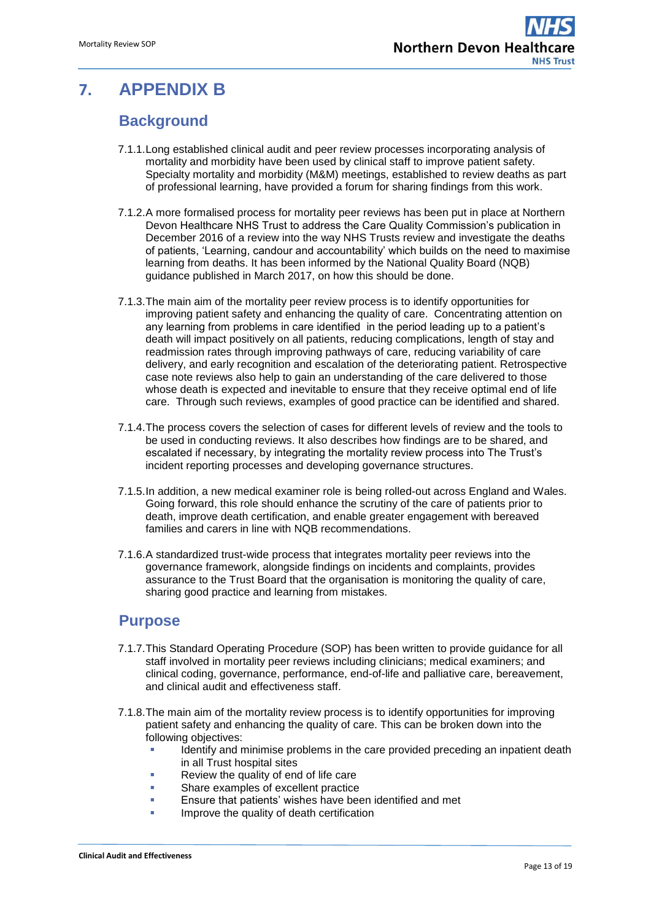# 7. APPENDIX B

## Background

7.1.1. Long established clinical audit and peer review processes incorporating analysis of mortality and morbidity have been used by clinical staff to improve patient safety. Specialty mortality and morbidity (M&M) meetings, established to review deaths as part of professional learning, have provided a forum for sharing findings from this work.

7.1.2. A more formalised process for mortality peer reviews has been put in place at Northern Devon Healthcare NHS Trust to address the Care Quality Commission's publication in December 2016 of a review into the way NHS Trusts review and investigate the deaths of patients, 'Learning, candour and accountability' which builds on the need to maximise learning from deaths. It has been informed by the National Quality Board (NQB) guidance published in March 2017, on how this should be done.

7.1.3. The main aim of the mortality peer review process is to identify opportunities for improving patient safety and enhancing the quality of care. Concentrating attention on any learning from problems in care identified in the period leading up to a patient's death will impact positively on all patients, reducing complications, length of stay and readmission rates through improving pathways of care, reducing variability of care delivery, and early recognition and escalation of the deteriorating patient. Retrospective case note reviews also help to gain an understanding of the care delivered to those whose death is expected and inevitable to ensure that they receive optimal end of life care. Through such reviews, examples of good practice can be identified and shared.

7.1.4. The process covers the selection of cases for different levels of review and the tools to be used in conducting reviews. It also describes how findings are to be shared, and escalated if necessary, by integrating the mortality review process into The Trust's incident reporting processes and developing governance structures.

7.1.5. In addition, a new medical examiner role is being rolled-out across England and Wales. Going forward, this role should enhance the scrutiny of the care of patients prior to death, improve death certification, and enable greater engagement with bereaved families and carers in line with NQB recommendations.

7.1.6. A standardized trust-wide process that integrates mortality peer reviews into the governance framework, alongside findings on incidents and complaints, provides assurance to the Trust Board that the organisation is monitoring the quality of care, sharing good practice and learning from mistakes.

## Purpose

7.1.7. This Standard Operating Procedure (SOP) has been written to provide guidance for all staff involved in mortality peer reviews including clinicians; medical examiners; and clinical coding, governance, performance, end-of-life and palliative care, bereavement, and clinical audit and effectiveness staff.

7.1.8. The main aim of the mortality review process is to identify opportunities for improving patient safety and enhancing the quality of care. This can be broken down into the following objectives:

- Identify and minimise problems in the care provided preceding an inpatient death in all Trust hospital sites
- Review the quality of end of life care
- Share examples of excellent practice
- Ensure that patients' wishes have been identified and met
- Improve the quality of death certification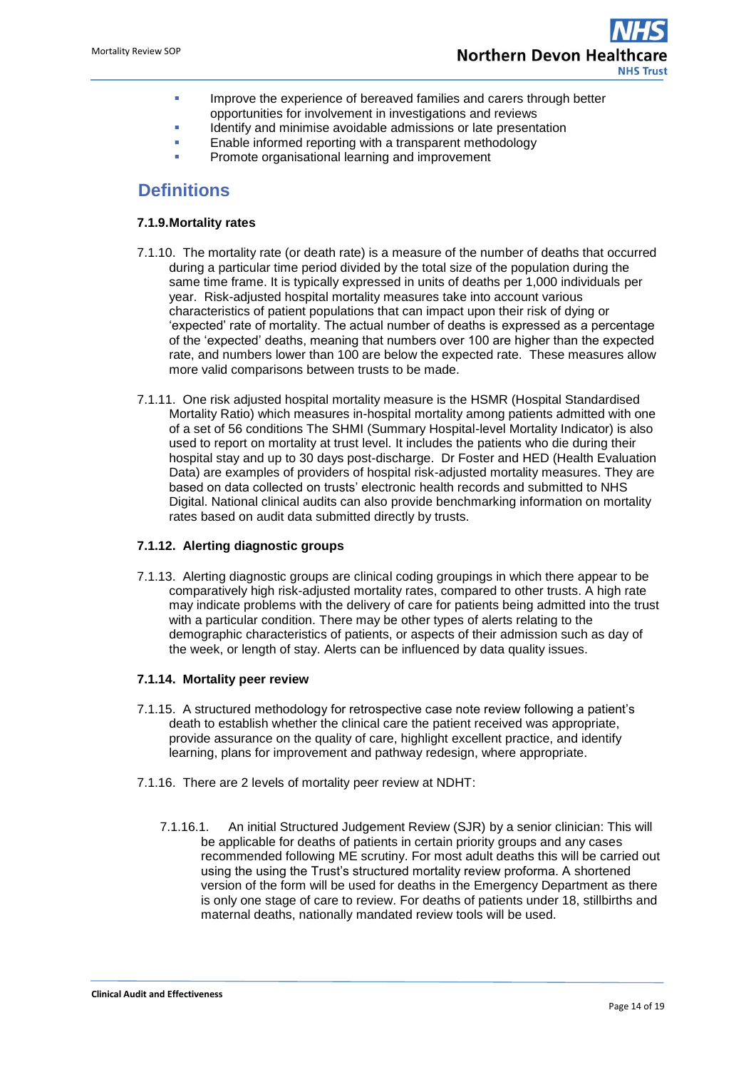- Improve the experience of bereaved families and carers through better opportunities for involvement in investigations and reviews
- Identify and minimise avoidable admissions or late presentation
- Enable informed reporting with a transparent methodology
- Promote organisational learning and improvement

## Definitions

**7.1.9. Mortality rates**

7.1.10. The mortality rate (or death rate) is a measure of the number of deaths that occurred during a particular time period divided by the total size of the population during the same time frame. It is typically expressed in units of deaths per 1,000 individuals per year. Risk-adjusted hospital mortality measures take into account various characteristics of patient populations that can impact upon their risk of dying or 'expected' rate of mortality. The actual number of deaths is expressed as a percentage of the 'expected' deaths, meaning that numbers over 100 are higher than the expected rate, and numbers lower than 100 are below the expected rate. These measures allow more valid comparisons between trusts to be made.

7.1.11. One risk adjusted hospital mortality measure is the HSMR (Hospital Standardised Mortality Ratio) which measures in-hospital mortality among patients admitted with one of a set of 56 conditions The SHMI (Summary Hospital-level Mortality Indicator) is also used to report on mortality at trust level. It includes the patients who die during their hospital stay and up to 30 days post-discharge. Dr Foster and HED (Health Evaluation Data) are examples of providers of hospital risk-adjusted mortality measures. They are based on data collected on trusts' electronic health records and submitted to NHS Digital. National clinical audits can also provide benchmarking information on mortality rates based on audit data submitted directly by trusts.

**7.1.12. Alerting diagnostic groups**

7.1.13. Alerting diagnostic groups are clinical coding groupings in which there appear to be comparatively high risk-adjusted mortality rates, compared to other trusts. A high rate may indicate problems with the delivery of care for patients being admitted into the trust with a particular condition. There may be other types of alerts relating to the demographic characteristics of patients, or aspects of their admission such as day of the week, or length of stay. Alerts can be influenced by data quality issues.

**7.1.14. Mortality peer review**

7.1.15. A structured methodology for retrospective case note review following a patient's death to establish whether the clinical care the patient received was appropriate, provide assurance on the quality of care, highlight excellent practice, and identify learning, plans for improvement and pathway redesign, where appropriate.

7.1.16. There are 2 levels of mortality peer review at NDHT:

7.1.16.1. An initial Structured Judgement Review (SJR) by a senior clinician: This will be applicable for deaths of patients in certain priority groups and any cases recommended following ME scrutiny. For most adult deaths this will be carried out using the using the Trust's structured mortality review proforma. A shortened version of the form will be used for deaths in the Emergency Department as there is only one stage of care to review. For deaths of patients under 18, stillbirths and maternal deaths, nationally mandated review tools will be used.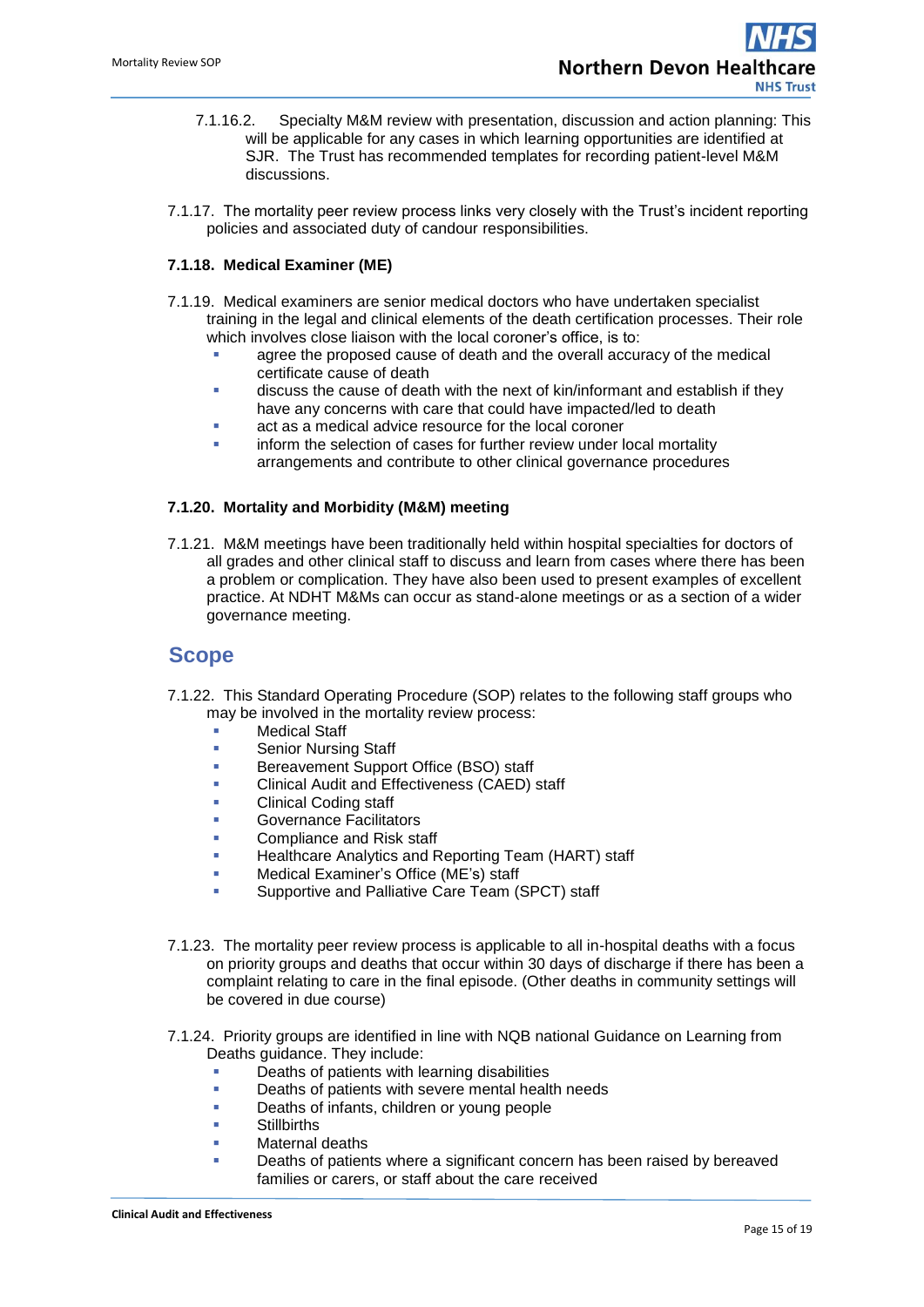7.1.16.2. Specialty M&M review with presentation, discussion and action planning: This will be applicable for any cases in which learning opportunities are identified at SJR. The Trust has recommended templates for recording patient-level M&M discussions.

7.1.17. The mortality peer review process links very closely with the Trust's incident reporting policies and associated duty of candour responsibilities.

**7.1.18. Medical Examiner (ME)**

7.1.19. Medical examiners are senior medical doctors who have undertaken specialist training in the legal and clinical elements of the death certification processes. Their role which involves close liaison with the local coroner's office, is to:

- agree the proposed cause of death and the overall accuracy of the medical certificate cause of death
- discuss the cause of death with the next of kin/informant and establish if they have any concerns with care that could have impacted/led to death
- act as a medical advice resource for the local coroner
- inform the selection of cases for further review under local mortality arrangements and contribute to other clinical governance procedures

**7.1.20. Mortality and Morbidity (M&M) meeting**

7.1.21. M&M meetings have been traditionally held within hospital specialties for doctors of all grades and other clinical staff to discuss and learn from cases where there has been a problem or complication. They have also been used to present examples of excellent practice. At NDHT M&Ms can occur as stand-alone meetings or as a section of a wider governance meeting.

## Scope

7.1.22. This Standard Operating Procedure (SOP) relates to the following staff groups who may be involved in the mortality review process:

- Medical Staff
- Senior Nursing Staff
- Bereavement Support Office (BSO) staff
- Clinical Audit and Effectiveness (CAED) staff
- Clinical Coding staff
- Governance Facilitators
- Compliance and Risk staff
- Healthcare Analytics and Reporting Team (HART) staff
- Medical Examiner's Office (ME's) staff
- Supportive and Palliative Care Team (SPCT) staff

7.1.23. The mortality peer review process is applicable to all in-hospital deaths with a focus on priority groups and deaths that occur within 30 days of discharge if there has been a complaint relating to care in the final episode. (Other deaths in community settings will be covered in due course)

7.1.24. Priority groups are identified in line with NQB national Guidance on Learning from Deaths guidance. They include:

- Deaths of patients with learning disabilities
- Deaths of patients with severe mental health needs
- Deaths of infants, children or young people
- Stillbirths
- Maternal deaths
- Deaths of patients where a significant concern has been raised by bereaved families or carers, or staff about the care received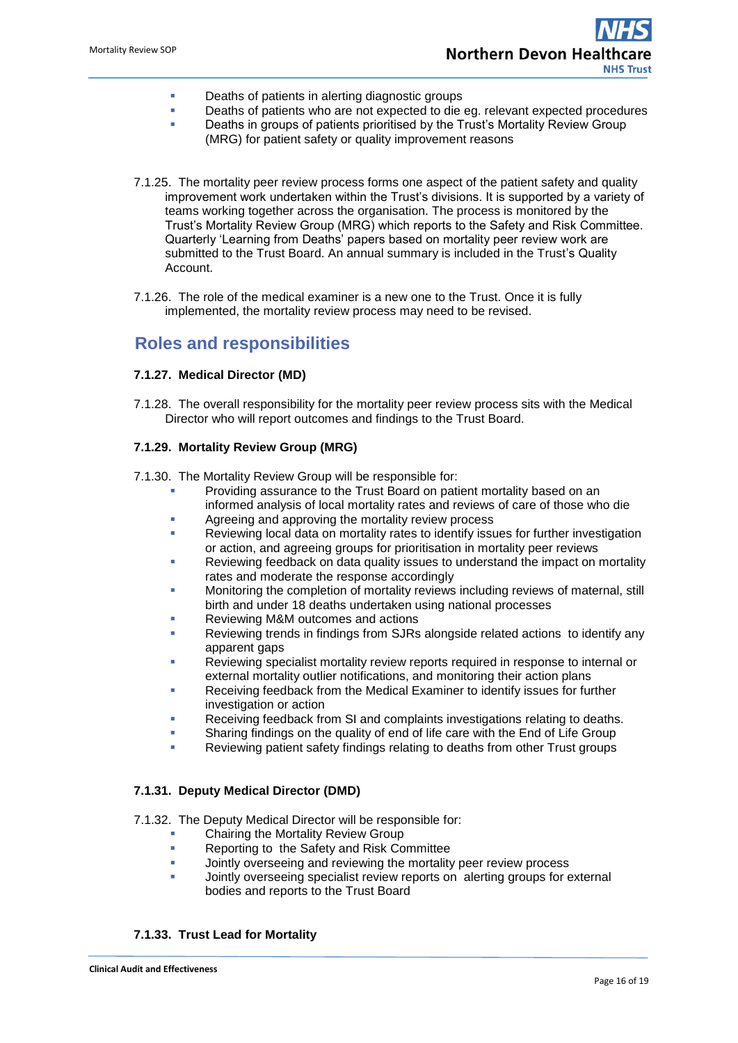- Deaths of patients in alerting diagnostic groups
- Deaths of patients who are not expected to die eg. relevant expected procedures
- Deaths in groups of patients prioritised by the Trust's Mortality Review Group (MRG) for patient safety or quality improvement reasons

7.1.25. The mortality peer review process forms one aspect of the patient safety and quality improvement work undertaken within the Trust's divisions. It is supported by a variety of teams working together across the organisation. The process is monitored by the Trust's Mortality Review Group (MRG) which reports to the Safety and Risk Committee. Quarterly 'Learning from Deaths' papers based on mortality peer review work are submitted to the Trust Board. An annual summary is included in the Trust's Quality Account.

7.1.26. The role of the medical examiner is a new one to the Trust. Once it is fully implemented, the mortality review process may need to be revised.

## Roles and responsibilities

**7.1.27. Medical Director (MD)**

7.1.28. The overall responsibility for the mortality peer review process sits with the Medical Director who will report outcomes and findings to the Trust Board.

**7.1.29. Mortality Review Group (MRG)**

7.1.30. The Mortality Review Group will be responsible for:

- Providing assurance to the Trust Board on patient mortality based on an informed analysis of local mortality rates and reviews of care of those who die
- Agreeing and approving the mortality review process
- Reviewing local data on mortality rates to identify issues for further investigation or action, and agreeing groups for prioritisation in mortality peer reviews
- Reviewing feedback on data quality issues to understand the impact on mortality rates and moderate the response accordingly
- Monitoring the completion of mortality reviews including reviews of maternal, still birth and under 18 deaths undertaken using national processes
- Reviewing M&M outcomes and actions
- Reviewing trends in findings from SJRs alongside related actions to identify any apparent gaps
- Reviewing specialist mortality review reports required in response to internal or external mortality outlier notifications, and monitoring their action plans
- Receiving feedback from the Medical Examiner to identify issues for further investigation or action
- Receiving feedback from SI and complaints investigations relating to deaths.
- Sharing findings on the quality of end of life care with the End of Life Group
- Reviewing patient safety findings relating to deaths from other Trust groups

**7.1.31. Deputy Medical Director (DMD)**

7.1.32. The Deputy Medical Director will be responsible for:

- Chairing the Mortality Review Group
- Reporting to the Safety and Risk Committee
- Jointly overseeing and reviewing the mortality peer review process
- Jointly overseeing specialist review reports on alerting groups for external bodies and reports to the Trust Board

**7.1.33. Trust Lead for Mortality**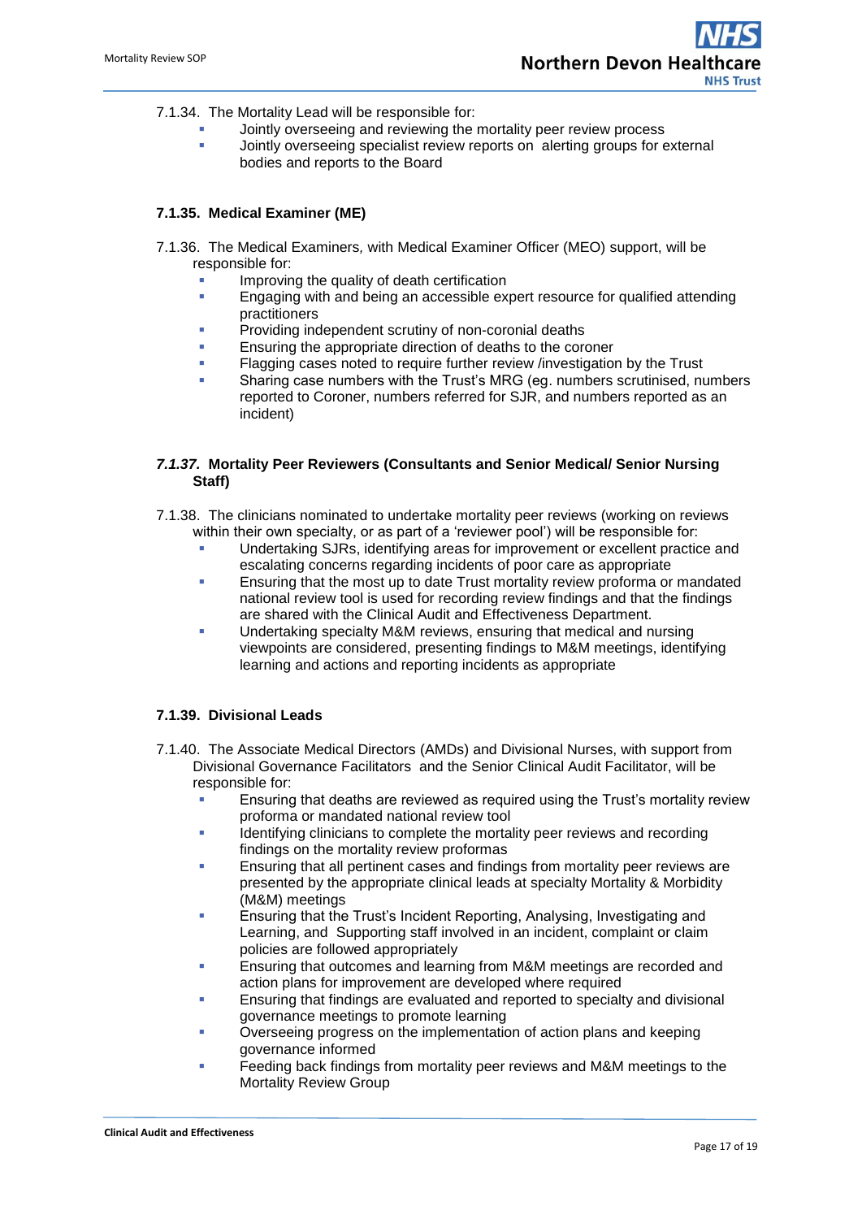7.1.34. The Mortality Lead will be responsible for:

- Jointly overseeing and reviewing the mortality peer review process
- Jointly overseeing specialist review reports on alerting groups for external bodies and reports to the Board

**7.1.35. Medical Examiner (ME)**

7.1.36. The Medical Examiners, with Medical Examiner Officer (MEO) support, will be responsible for:

- Improving the quality of death certification
- Engaging with and being an accessible expert resource for qualified attending practitioners
- Providing independent scrutiny of non-coronial deaths
- Ensuring the appropriate direction of deaths to the coroner
- Flagging cases noted to require further review /investigation by the Trust
- Sharing case numbers with the Trust's MRG (eg. numbers scrutinised, numbers reported to Coroner, numbers referred for SJR, and numbers reported as an incident)

***7.1.37.* Mortality Peer Reviewers (Consultants and Senior Medical/ Senior Nursing Staff)**

7.1.38. The clinicians nominated to undertake mortality peer reviews (working on reviews within their own specialty, or as part of a 'reviewer pool') will be responsible for:

- Undertaking SJRs, identifying areas for improvement or excellent practice and escalating concerns regarding incidents of poor care as appropriate
- Ensuring that the most up to date Trust mortality review proforma or mandated national review tool is used for recording review findings and that the findings are shared with the Clinical Audit and Effectiveness Department.
- Undertaking specialty M&M reviews, ensuring that medical and nursing viewpoints are considered, presenting findings to M&M meetings, identifying learning and actions and reporting incidents as appropriate

**7.1.39. Divisional Leads**

7.1.40. The Associate Medical Directors (AMDs) and Divisional Nurses, with support from Divisional Governance Facilitators and the Senior Clinical Audit Facilitator, will be responsible for:

- Ensuring that deaths are reviewed as required using the Trust's mortality review proforma or mandated national review tool
- Identifying clinicians to complete the mortality peer reviews and recording findings on the mortality review proformas
- Ensuring that all pertinent cases and findings from mortality peer reviews are presented by the appropriate clinical leads at specialty Mortality & Morbidity (M&M) meetings
- Ensuring that the Trust's Incident Reporting, Analysing, Investigating and Learning, and Supporting staff involved in an incident, complaint or claim policies are followed appropriately
- Ensuring that outcomes and learning from M&M meetings are recorded and action plans for improvement are developed where required
- Ensuring that findings are evaluated and reported to specialty and divisional governance meetings to promote learning
- Overseeing progress on the implementation of action plans and keeping governance informed
- Feeding back findings from mortality peer reviews and M&M meetings to the Mortality Review Group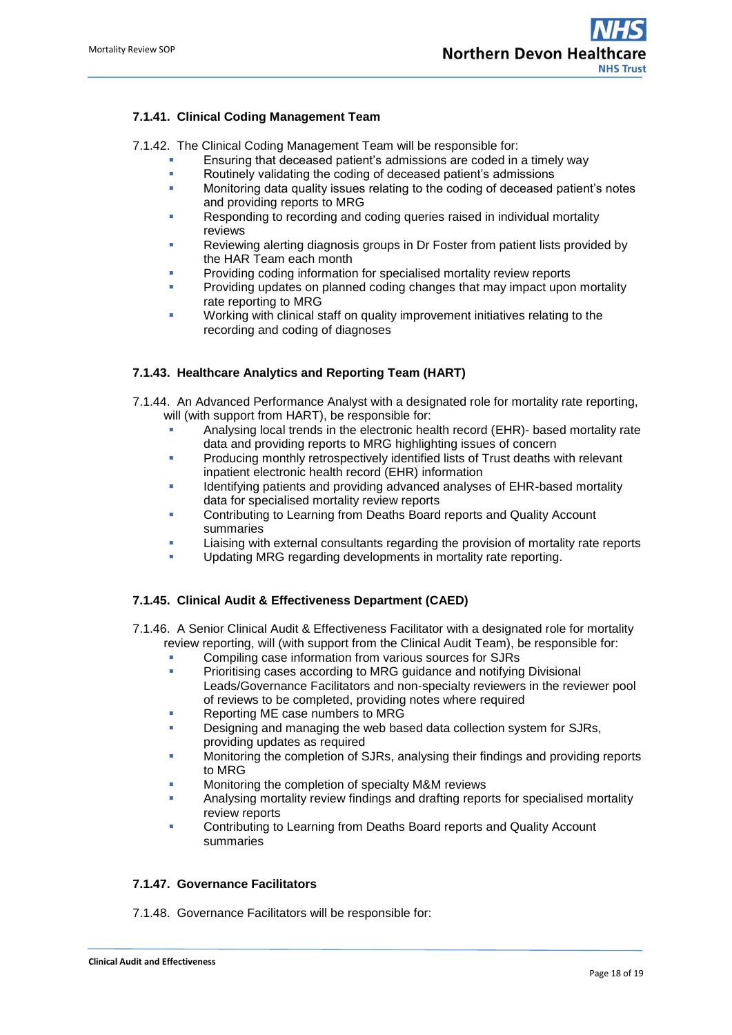#### 7.1.41. Clinical Coding Management Team

7.1.42. The Clinical Coding Management Team will be responsible for:

- Ensuring that deceased patient's admissions are coded in a timely way
- Routinely validating the coding of deceased patient's admissions
- Monitoring data quality issues relating to the coding of deceased patient's notes and providing reports to MRG
- Responding to recording and coding queries raised in individual mortality reviews
- Reviewing alerting diagnosis groups in Dr Foster from patient lists provided by the HAR Team each month
- Providing coding information for specialised mortality review reports
- Providing updates on planned coding changes that may impact upon mortality rate reporting to MRG
- Working with clinical staff on quality improvement initiatives relating to the recording and coding of diagnoses

#### 7.1.43. Healthcare Analytics and Reporting Team (HART)

7.1.44. An Advanced Performance Analyst with a designated role for mortality rate reporting, will (with support from HART), be responsible for:

- Analysing local trends in the electronic health record (EHR)- based mortality rate data and providing reports to MRG highlighting issues of concern
- Producing monthly retrospectively identified lists of Trust deaths with relevant inpatient electronic health record (EHR) information
- Identifying patients and providing advanced analyses of EHR-based mortality data for specialised mortality review reports
- Contributing to Learning from Deaths Board reports and Quality Account summaries
- Liaising with external consultants regarding the provision of mortality rate reports
- Updating MRG regarding developments in mortality rate reporting.

#### 7.1.45. Clinical Audit & Effectiveness Department (CAED)

7.1.46. A Senior Clinical Audit & Effectiveness Facilitator with a designated role for mortality review reporting, will (with support from the Clinical Audit Team), be responsible for:

- Compiling case information from various sources for SJRs
- Prioritising cases according to MRG guidance and notifying Divisional Leads/Governance Facilitators and non-specialty reviewers in the reviewer pool of reviews to be completed, providing notes where required
- Reporting ME case numbers to MRG
- Designing and managing the web based data collection system for SJRs, providing updates as required
- Monitoring the completion of SJRs, analysing their findings and providing reports to MRG
- Monitoring the completion of specialty M&M reviews
- Analysing mortality review findings and drafting reports for specialised mortality review reports
- Contributing to Learning from Deaths Board reports and Quality Account summaries

#### 7.1.47. Governance Facilitators

7.1.48. Governance Facilitators will be responsible for: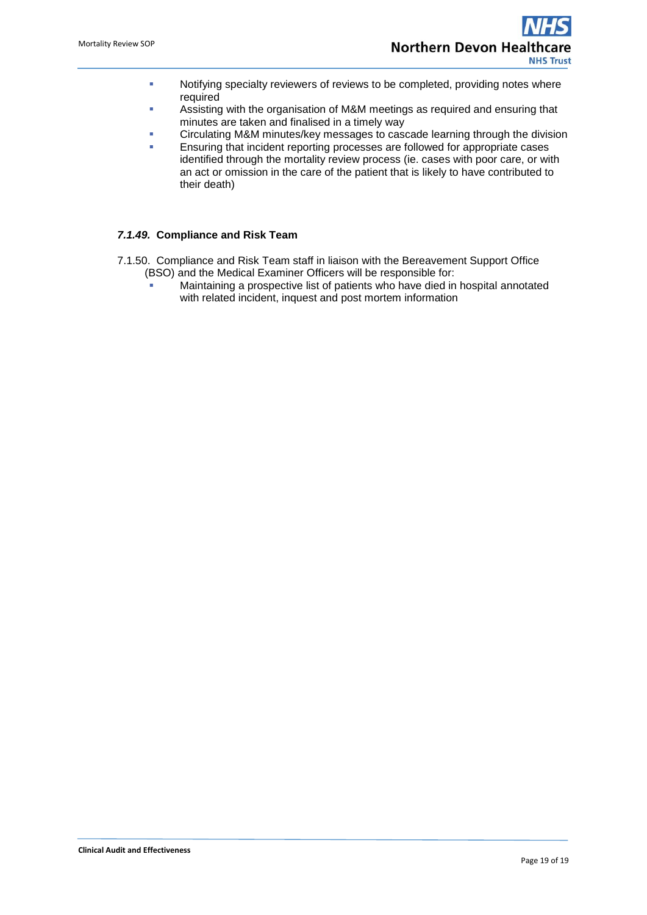- Notifying specialty reviewers of reviews to be completed, providing notes where required
- Assisting with the organisation of M&M meetings as required and ensuring that minutes are taken and finalised in a timely way
- Circulating M&M minutes/key messages to cascade learning through the division
- Ensuring that incident reporting processes are followed for appropriate cases identified through the mortality review process (ie. cases with poor care, or with an act or omission in the care of the patient that is likely to have contributed to their death)

#### ***7.1.49.*** **Compliance and Risk Team**

7.1.50. Compliance and Risk Team staff in liaison with the Bereavement Support Office (BSO) and the Medical Examiner Officers will be responsible for:

- Maintaining a prospective list of patients who have died in hospital annotated with related incident, inquest and post mortem information